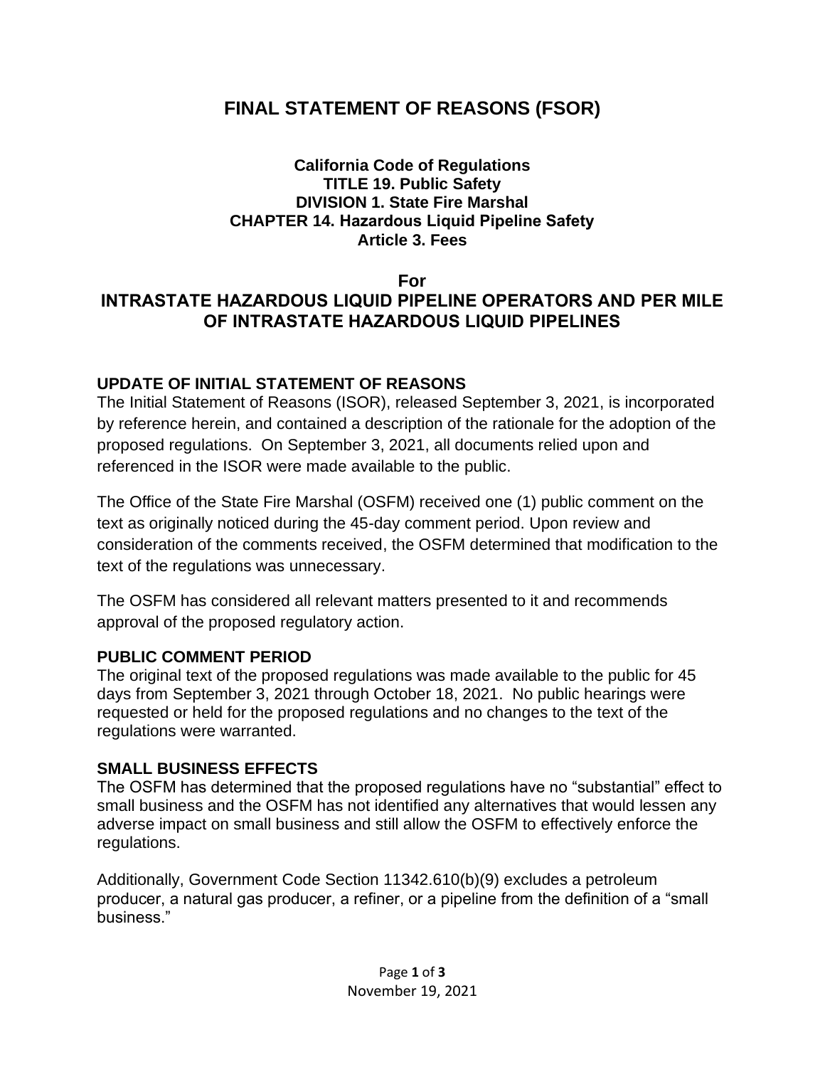# FINAL STATEMENT OF REASONS (FSOR)

**California Code of Regulations**
**TITLE 19. Public Safety**
**DIVISION 1. State Fire Marshal**
**CHAPTER 14. Hazardous Liquid Pipeline Safety**
**Article 3. Fees**

**For**

## INTRASTATE HAZARDOUS LIQUID PIPELINE OPERATORS AND PER MILE OF INTRASTATE HAZARDOUS LIQUID PIPELINES

### UPDATE OF INITIAL STATEMENT OF REASONS

The Initial Statement of Reasons (ISOR), released September 3, 2021, is incorporated by reference herein, and contained a description of the rationale for the adoption of the proposed regulations. On September 3, 2021, all documents relied upon and referenced in the ISOR were made available to the public.

The Office of the State Fire Marshal (OSFM) received one (1) public comment on the text as originally noticed during the 45-day comment period. Upon review and consideration of the comments received, the OSFM determined that modification to the text of the regulations was unnecessary.

The OSFM has considered all relevant matters presented to it and recommends approval of the proposed regulatory action.

### PUBLIC COMMENT PERIOD

The original text of the proposed regulations was made available to the public for 45 days from September 3, 2021 through October 18, 2021. No public hearings were requested or held for the proposed regulations and no changes to the text of the regulations were warranted.

### SMALL BUSINESS EFFECTS

The OSFM has determined that the proposed regulations have no "substantial" effect to small business and the OSFM has not identified any alternatives that would lessen any adverse impact on small business and still allow the OSFM to effectively enforce the regulations.

Additionally, Government Code Section 11342.610(b)(9) excludes a petroleum producer, a natural gas producer, a refiner, or a pipeline from the definition of a "small business."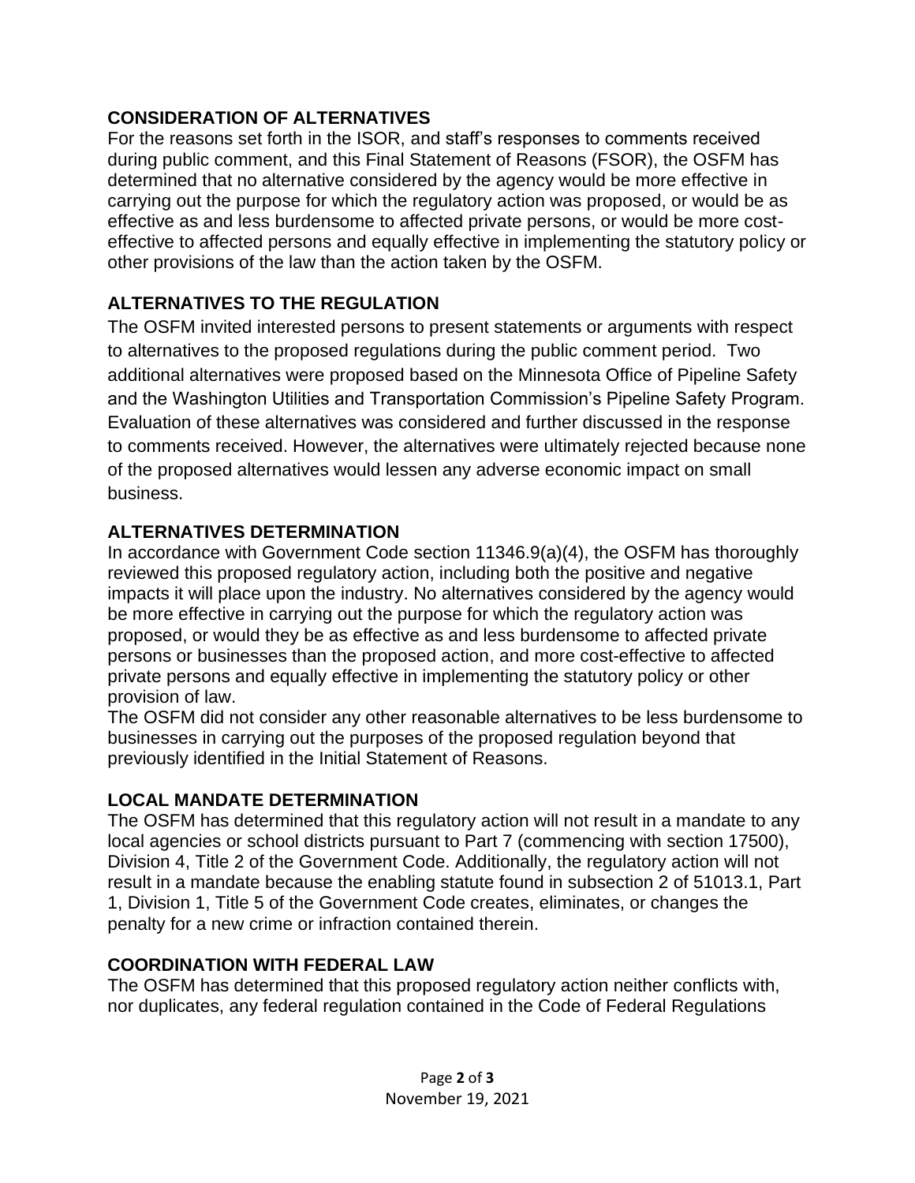## CONSIDERATION OF ALTERNATIVES

For the reasons set forth in the ISOR, and staff's responses to comments received during public comment, and this Final Statement of Reasons (FSOR), the OSFM has determined that no alternative considered by the agency would be more effective in carrying out the purpose for which the regulatory action was proposed, or would be as effective as and less burdensome to affected private persons, or would be more cost-effective to affected persons and equally effective in implementing the statutory policy or other provisions of the law than the action taken by the OSFM.

## ALTERNATIVES TO THE REGULATION

The OSFM invited interested persons to present statements or arguments with respect to alternatives to the proposed regulations during the public comment period. Two additional alternatives were proposed based on the Minnesota Office of Pipeline Safety and the Washington Utilities and Transportation Commission's Pipeline Safety Program. Evaluation of these alternatives was considered and further discussed in the response to comments received. However, the alternatives were ultimately rejected because none of the proposed alternatives would lessen any adverse economic impact on small business.

## ALTERNATIVES DETERMINATION

In accordance with Government Code section 11346.9(a)(4), the OSFM has thoroughly reviewed this proposed regulatory action, including both the positive and negative impacts it will place upon the industry. No alternatives considered by the agency would be more effective in carrying out the purpose for which the regulatory action was proposed, or would they be as effective as and less burdensome to affected private persons or businesses than the proposed action, and more cost-effective to affected private persons and equally effective in implementing the statutory policy or other provision of law.

The OSFM did not consider any other reasonable alternatives to be less burdensome to businesses in carrying out the purposes of the proposed regulation beyond that previously identified in the Initial Statement of Reasons.

## LOCAL MANDATE DETERMINATION

The OSFM has determined that this regulatory action will not result in a mandate to any local agencies or school districts pursuant to Part 7 (commencing with section 17500), Division 4, Title 2 of the Government Code. Additionally, the regulatory action will not result in a mandate because the enabling statute found in subsection 2 of 51013.1, Part 1, Division 1, Title 5 of the Government Code creates, eliminates, or changes the penalty for a new crime or infraction contained therein.

## COORDINATION WITH FEDERAL LAW

The OSFM has determined that this proposed regulatory action neither conflicts with, nor duplicates, any federal regulation contained in the Code of Federal Regulations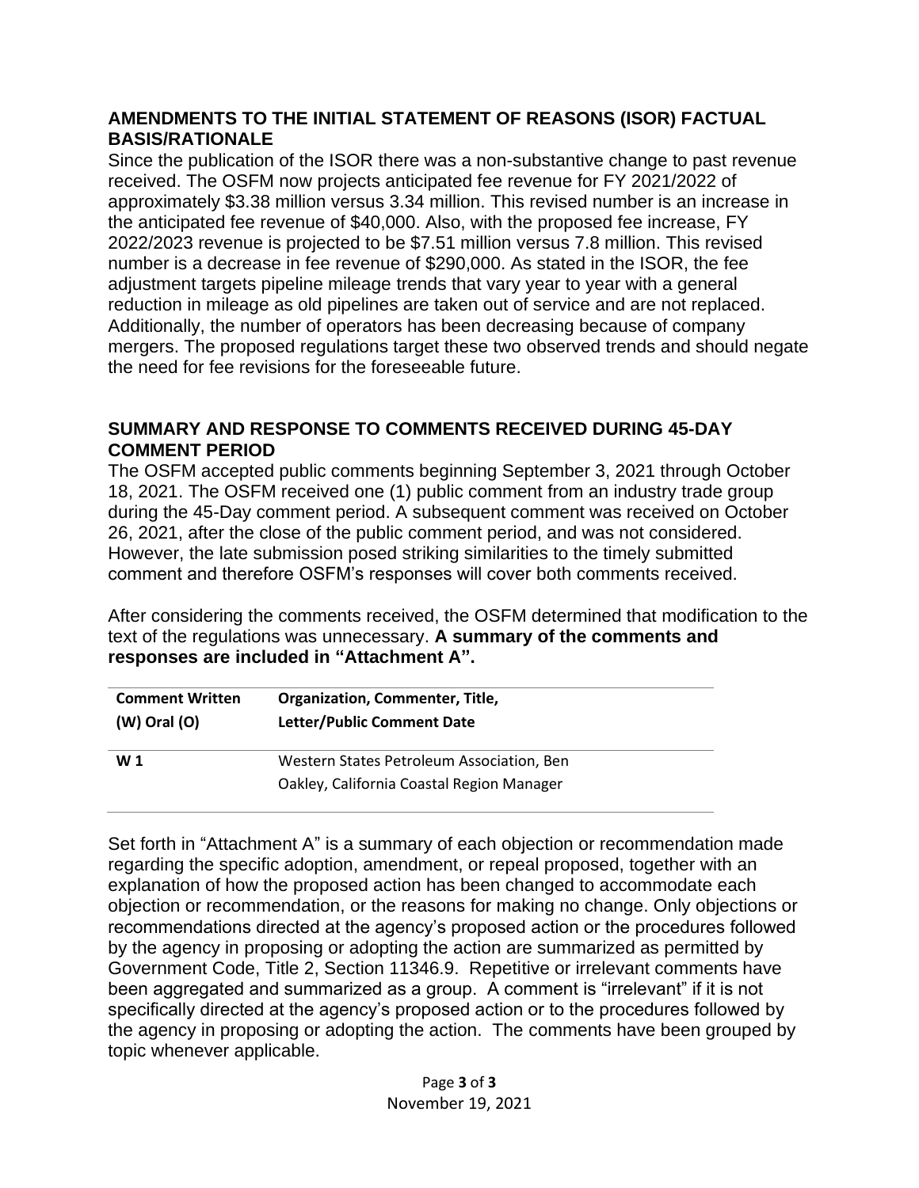## AMENDMENTS TO THE INITIAL STATEMENT OF REASONS (ISOR) FACTUAL BASIS/RATIONALE

Since the publication of the ISOR there was a non-substantive change to past revenue received. The OSFM now projects anticipated fee revenue for FY 2021/2022 of approximately $3.38 million versus 3.34 million. This revised number is an increase in the anticipated fee revenue of $40,000. Also, with the proposed fee increase, FY 2022/2023 revenue is projected to be $7.51 million versus 7.8 million. This revised number is a decrease in fee revenue of $290,000. As stated in the ISOR, the fee adjustment targets pipeline mileage trends that vary year to year with a general reduction in mileage as old pipelines are taken out of service and are not replaced. Additionally, the number of operators has been decreasing because of company mergers. The proposed regulations target these two observed trends and should negate the need for fee revisions for the foreseeable future.

## SUMMARY AND RESPONSE TO COMMENTS RECEIVED DURING 45-DAY COMMENT PERIOD

The OSFM accepted public comments beginning September 3, 2021 through October 18, 2021. The OSFM received one (1) public comment from an industry trade group during the 45-Day comment period. A subsequent comment was received on October 26, 2021, after the close of the public comment period, and was not considered. However, the late submission posed striking similarities to the timely submitted comment and therefore OSFM's responses will cover both comments received.

After considering the comments received, the OSFM determined that modification to the text of the regulations was unnecessary. **A summary of the comments and responses are included in "Attachment A".**

| Comment Written (W) Oral (O) | Organization, Commenter, Title, Letter/Public Comment Date |
|---|---|
| W 1 | Western States Petroleum Association, Ben Oakley, California Coastal Region Manager |

Set forth in "Attachment A" is a summary of each objection or recommendation made regarding the specific adoption, amendment, or repeal proposed, together with an explanation of how the proposed action has been changed to accommodate each objection or recommendation, or the reasons for making no change. Only objections or recommendations directed at the agency's proposed action or the procedures followed by the agency in proposing or adopting the action are summarized as permitted by Government Code, Title 2, Section 11346.9. Repetitive or irrelevant comments have been aggregated and summarized as a group. A comment is "irrelevant" if it is not specifically directed at the agency's proposed action or to the procedures followed by the agency in proposing or adopting the action. The comments have been grouped by topic whenever applicable.

November 19, 2021